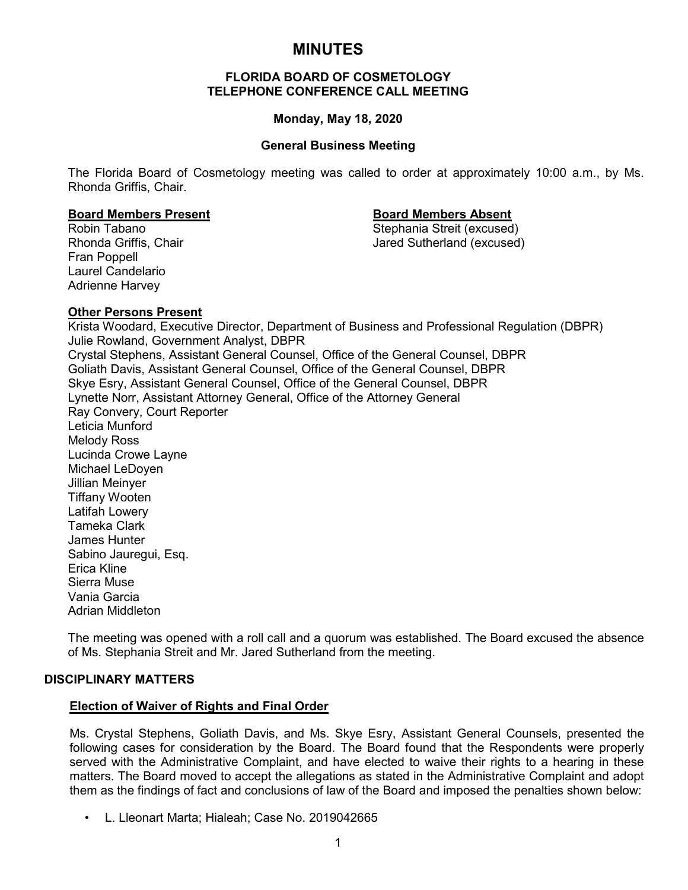# MINUTES

## FLORIDA BOARD OF COSMETOLOGY
## TELEPHONE CONFERENCE CALL MEETING

**Monday, May 18, 2020**

**General Business Meeting**

The Florida Board of Cosmetology meeting was called to order at approximately 10:00 a.m., by Ms. Rhonda Griffis, Chair.

**Board Members Present**

Robin Tabano
Rhonda Griffis, Chair
Fran Poppell
Laurel Candelario
Adrienne Harvey

**Board Members Absent**

Stephania Streit (excused)
Jared Sutherland (excused)

**Other Persons Present**

Krista Woodard, Executive Director, Department of Business and Professional Regulation (DBPR)
Julie Rowland, Government Analyst, DBPR
Crystal Stephens, Assistant General Counsel, Office of the General Counsel, DBPR
Goliath Davis, Assistant General Counsel, Office of the General Counsel, DBPR
Skye Esry, Assistant General Counsel, Office of the General Counsel, DBPR
Lynette Norr, Assistant Attorney General, Office of the Attorney General
Ray Convery, Court Reporter
Leticia Munford
Melody Ross
Lucinda Crowe Layne
Michael LeDoyen
Jillian Meinyer
Tiffany Wooten
Latifah Lowery
Tameka Clark
James Hunter
Sabino Jauregui, Esq.
Erica Kline
Sierra Muse
Vania Garcia
Adrian Middleton

The meeting was opened with a roll call and a quorum was established. The Board excused the absence of Ms. Stephania Streit and Mr. Jared Sutherland from the meeting.

## DISCIPLINARY MATTERS

### Election of Waiver of Rights and Final Order

Ms. Crystal Stephens, Goliath Davis, and Ms. Skye Esry, Assistant General Counsels, presented the following cases for consideration by the Board. The Board found that the Respondents were properly served with the Administrative Complaint, and have elected to waive their rights to a hearing in these matters. The Board moved to accept the allegations as stated in the Administrative Complaint and adopt them as the findings of fact and conclusions of law of the Board and imposed the penalties shown below:

- L. Lleonart Marta; Hialeah; Case No. 2019042665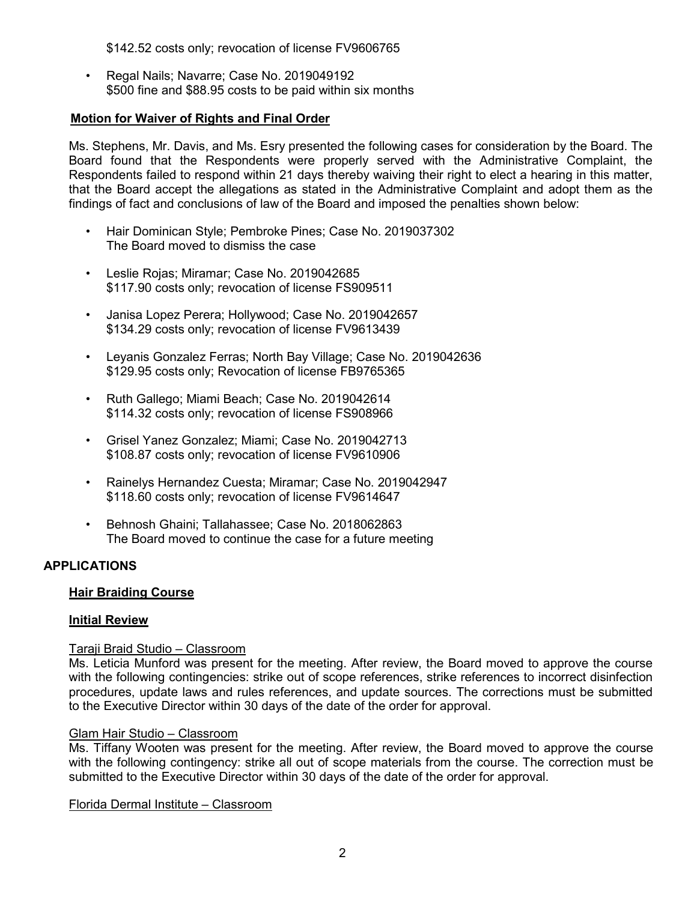$142.52 costs only; revocation of license FV9606765

- Regal Nails; Navarre; Case No. 2019049192
  $500 fine and $88.95 costs to be paid within six months

**Motion for Waiver of Rights and Final Order**

Ms. Stephens, Mr. Davis, and Ms. Esry presented the following cases for consideration by the Board. The Board found that the Respondents were properly served with the Administrative Complaint, the Respondents failed to respond within 21 days thereby waiving their right to elect a hearing in this matter, that the Board accept the allegations as stated in the Administrative Complaint and adopt them as the findings of fact and conclusions of law of the Board and imposed the penalties shown below:

- Hair Dominican Style; Pembroke Pines; Case No. 2019037302
  The Board moved to dismiss the case
- Leslie Rojas; Miramar; Case No. 2019042685
  $117.90 costs only; revocation of license FS909511
- Janisa Lopez Perera; Hollywood; Case No. 2019042657
  $134.29 costs only; revocation of license FV9613439
- Leyanis Gonzalez Ferras; North Bay Village; Case No. 2019042636
  $129.95 costs only; Revocation of license FB9765365
- Ruth Gallego; Miami Beach; Case No. 2019042614
  $114.32 costs only; revocation of license FS908966
- Grisel Yanez Gonzalez; Miami; Case No. 2019042713
  $108.87 costs only; revocation of license FV9610906
- Rainelys Hernandez Cuesta; Miramar; Case No. 2019042947
  $118.60 costs only; revocation of license FV9614647
- Behnosh Ghaini; Tallahassee; Case No. 2018062863
  The Board moved to continue the case for a future meeting

## APPLICATIONS

### Hair Braiding Course

#### Initial Review

Taraji Braid Studio – Classroom
Ms. Leticia Munford was present for the meeting. After review, the Board moved to approve the course with the following contingencies: strike out of scope references, strike references to incorrect disinfection procedures, update laws and rules references, and update sources. The corrections must be submitted to the Executive Director within 30 days of the date of the order for approval.

Glam Hair Studio – Classroom
Ms. Tiffany Wooten was present for the meeting. After review, the Board moved to approve the course with the following contingency: strike all out of scope materials from the course. The correction must be submitted to the Executive Director within 30 days of the date of the order for approval.

Florida Dermal Institute – Classroom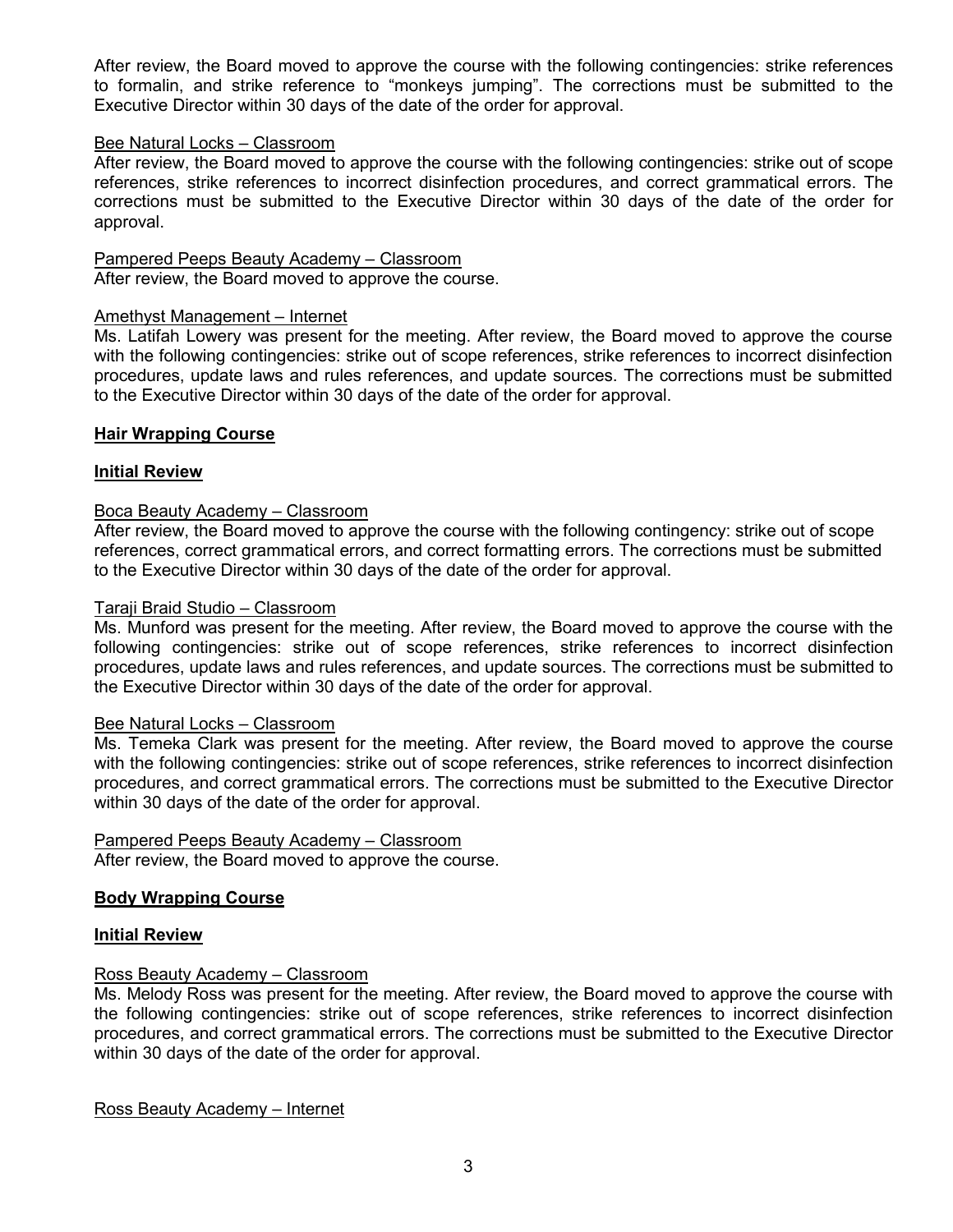After review, the Board moved to approve the course with the following contingencies: strike references to formalin, and strike reference to "monkeys jumping". The corrections must be submitted to the Executive Director within 30 days of the date of the order for approval.

<u>Bee Natural Locks – Classroom</u>
After review, the Board moved to approve the course with the following contingencies: strike out of scope references, strike references to incorrect disinfection procedures, and correct grammatical errors. The corrections must be submitted to the Executive Director within 30 days of the date of the order for approval.

<u>Pampered Peeps Beauty Academy – Classroom</u>
After review, the Board moved to approve the course.

<u>Amethyst Management – Internet</u>
Ms. Latifah Lowery was present for the meeting. After review, the Board moved to approve the course with the following contingencies: strike out of scope references, strike references to incorrect disinfection procedures, update laws and rules references, and update sources. The corrections must be submitted to the Executive Director within 30 days of the date of the order for approval.

**<u>Hair Wrapping Course</u>**

**<u>Initial Review</u>**

<u>Boca Beauty Academy – Classroom</u>
After review, the Board moved to approve the course with the following contingency: strike out of scope references, correct grammatical errors, and correct formatting errors. The corrections must be submitted to the Executive Director within 30 days of the date of the order for approval.

<u>Taraji Braid Studio – Classroom</u>
Ms. Munford was present for the meeting. After review, the Board moved to approve the course with the following contingencies: strike out of scope references, strike references to incorrect disinfection procedures, update laws and rules references, and update sources. The corrections must be submitted to the Executive Director within 30 days of the date of the order for approval.

<u>Bee Natural Locks – Classroom</u>
Ms. Temeka Clark was present for the meeting. After review, the Board moved to approve the course with the following contingencies: strike out of scope references, strike references to incorrect disinfection procedures, and correct grammatical errors. The corrections must be submitted to the Executive Director within 30 days of the date of the order for approval.

<u>Pampered Peeps Beauty Academy – Classroom</u>
After review, the Board moved to approve the course.

**<u>Body Wrapping Course</u>**

**<u>Initial Review</u>**

<u>Ross Beauty Academy – Classroom</u>
Ms. Melody Ross was present for the meeting. After review, the Board moved to approve the course with the following contingencies: strike out of scope references, strike references to incorrect disinfection procedures, and correct grammatical errors. The corrections must be submitted to the Executive Director within 30 days of the date of the order for approval.

<u>Ross Beauty Academy – Internet</u>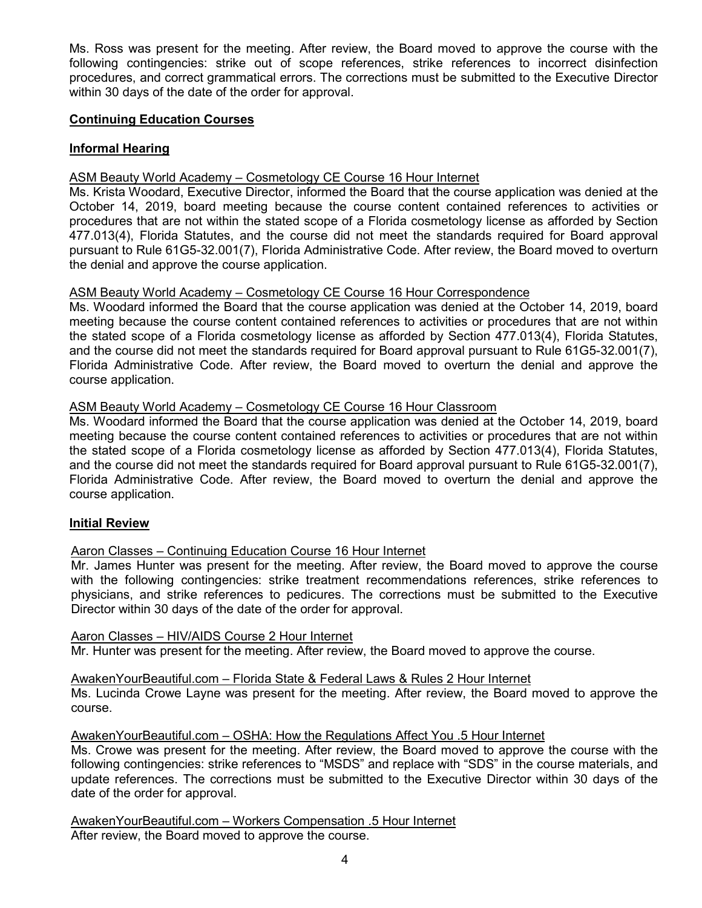Ms. Ross was present for the meeting. After review, the Board moved to approve the course with the following contingencies: strike out of scope references, strike references to incorrect disinfection procedures, and correct grammatical errors. The corrections must be submitted to the Executive Director within 30 days of the date of the order for approval.

## Continuing Education Courses

### Informal Hearing

ASM Beauty World Academy – Cosmetology CE Course 16 Hour Internet

Ms. Krista Woodard, Executive Director, informed the Board that the course application was denied at the October 14, 2019, board meeting because the course content contained references to activities or procedures that are not within the stated scope of a Florida cosmetology license as afforded by Section 477.013(4), Florida Statutes, and the course did not meet the standards required for Board approval pursuant to Rule 61G5-32.001(7), Florida Administrative Code. After review, the Board moved to overturn the denial and approve the course application.

ASM Beauty World Academy – Cosmetology CE Course 16 Hour Correspondence

Ms. Woodard informed the Board that the course application was denied at the October 14, 2019, board meeting because the course content contained references to activities or procedures that are not within the stated scope of a Florida cosmetology license as afforded by Section 477.013(4), Florida Statutes, and the course did not meet the standards required for Board approval pursuant to Rule 61G5-32.001(7), Florida Administrative Code. After review, the Board moved to overturn the denial and approve the course application.

ASM Beauty World Academy – Cosmetology CE Course 16 Hour Classroom

Ms. Woodard informed the Board that the course application was denied at the October 14, 2019, board meeting because the course content contained references to activities or procedures that are not within the stated scope of a Florida cosmetology license as afforded by Section 477.013(4), Florida Statutes, and the course did not meet the standards required for Board approval pursuant to Rule 61G5-32.001(7), Florida Administrative Code. After review, the Board moved to overturn the denial and approve the course application.

### Initial Review

Aaron Classes – Continuing Education Course 16 Hour Internet

Mr. James Hunter was present for the meeting. After review, the Board moved to approve the course with the following contingencies: strike treatment recommendations references, strike references to physicians, and strike references to pedicures. The corrections must be submitted to the Executive Director within 30 days of the date of the order for approval.

Aaron Classes – HIV/AIDS Course 2 Hour Internet

Mr. Hunter was present for the meeting. After review, the Board moved to approve the course.

AwakenYourBeautiful.com – Florida State & Federal Laws & Rules 2 Hour Internet

Ms. Lucinda Crowe Layne was present for the meeting. After review, the Board moved to approve the course.

AwakenYourBeautiful.com – OSHA: How the Regulations Affect You .5 Hour Internet

Ms. Crowe was present for the meeting. After review, the Board moved to approve the course with the following contingencies: strike references to "MSDS" and replace with "SDS" in the course materials, and update references. The corrections must be submitted to the Executive Director within 30 days of the date of the order for approval.

AwakenYourBeautiful.com – Workers Compensation .5 Hour Internet

After review, the Board moved to approve the course.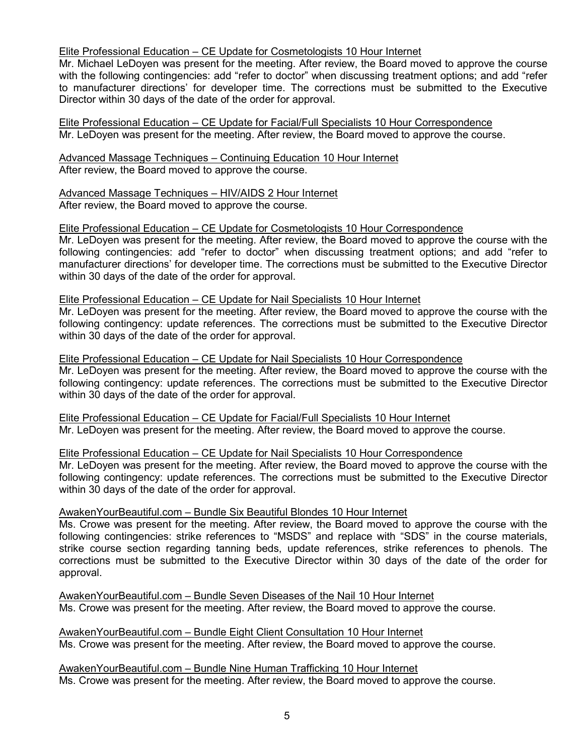<u>Elite Professional Education – CE Update for Cosmetologists 10 Hour Internet</u>
Mr. Michael LeDoyen was present for the meeting. After review, the Board moved to approve the course with the following contingencies: add "refer to doctor" when discussing treatment options; and add "refer to manufacturer directions' for developer time. The corrections must be submitted to the Executive Director within 30 days of the date of the order for approval.

<u>Elite Professional Education – CE Update for Facial/Full Specialists 10 Hour Correspondence</u>
Mr. LeDoyen was present for the meeting. After review, the Board moved to approve the course.

<u>Advanced Massage Techniques – Continuing Education 10 Hour Internet</u>
After review, the Board moved to approve the course.

<u>Advanced Massage Techniques – HIV/AIDS 2 Hour Internet</u>
After review, the Board moved to approve the course.

<u>Elite Professional Education – CE Update for Cosmetologists 10 Hour Correspondence</u>
Mr. LeDoyen was present for the meeting. After review, the Board moved to approve the course with the following contingencies: add "refer to doctor" when discussing treatment options; and add "refer to manufacturer directions' for developer time. The corrections must be submitted to the Executive Director within 30 days of the date of the order for approval.

<u>Elite Professional Education – CE Update for Nail Specialists 10 Hour Internet</u>
Mr. LeDoyen was present for the meeting. After review, the Board moved to approve the course with the following contingency: update references. The corrections must be submitted to the Executive Director within 30 days of the date of the order for approval.

<u>Elite Professional Education – CE Update for Nail Specialists 10 Hour Correspondence</u>
Mr. LeDoyen was present for the meeting. After review, the Board moved to approve the course with the following contingency: update references. The corrections must be submitted to the Executive Director within 30 days of the date of the order for approval.

<u>Elite Professional Education – CE Update for Facial/Full Specialists 10 Hour Internet</u>
Mr. LeDoyen was present for the meeting. After review, the Board moved to approve the course.

<u>Elite Professional Education – CE Update for Nail Specialists 10 Hour Correspondence</u>
Mr. LeDoyen was present for the meeting. After review, the Board moved to approve the course with the following contingency: update references. The corrections must be submitted to the Executive Director within 30 days of the date of the order for approval.

<u>AwakenYourBeautiful.com – Bundle Six Beautiful Blondes 10 Hour Internet</u>
Ms. Crowe was present for the meeting. After review, the Board moved to approve the course with the following contingencies: strike references to "MSDS" and replace with "SDS" in the course materials, strike course section regarding tanning beds, update references, strike references to phenols. The corrections must be submitted to the Executive Director within 30 days of the date of the order for approval.

<u>AwakenYourBeautiful.com – Bundle Seven Diseases of the Nail 10 Hour Internet</u>
Ms. Crowe was present for the meeting. After review, the Board moved to approve the course.

<u>AwakenYourBeautiful.com – Bundle Eight Client Consultation 10 Hour Internet</u>
Ms. Crowe was present for the meeting. After review, the Board moved to approve the course.

<u>AwakenYourBeautiful.com – Bundle Nine Human Trafficking 10 Hour Internet</u>
Ms. Crowe was present for the meeting. After review, the Board moved to approve the course.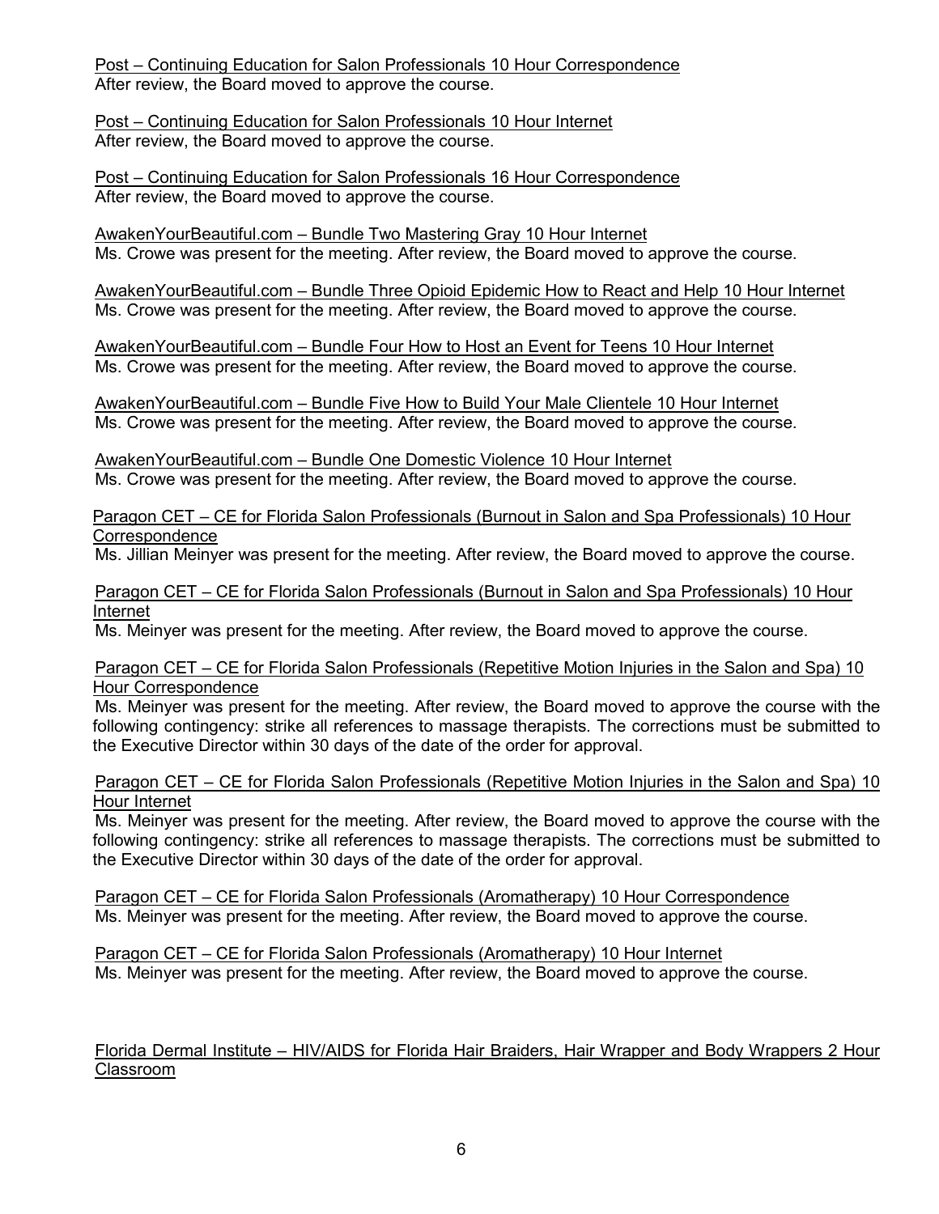Post – Continuing Education for Salon Professionals 10 Hour Correspondence
After review, the Board moved to approve the course.

Post – Continuing Education for Salon Professionals 10 Hour Internet
After review, the Board moved to approve the course.

Post – Continuing Education for Salon Professionals 16 Hour Correspondence
After review, the Board moved to approve the course.

AwakenYourBeautiful.com – Bundle Two Mastering Gray 10 Hour Internet
Ms. Crowe was present for the meeting. After review, the Board moved to approve the course.

AwakenYourBeautiful.com – Bundle Three Opioid Epidemic How to React and Help 10 Hour Internet
Ms. Crowe was present for the meeting. After review, the Board moved to approve the course.

AwakenYourBeautiful.com – Bundle Four How to Host an Event for Teens 10 Hour Internet
Ms. Crowe was present for the meeting. After review, the Board moved to approve the course.

AwakenYourBeautiful.com – Bundle Five How to Build Your Male Clientele 10 Hour Internet
Ms. Crowe was present for the meeting. After review, the Board moved to approve the course.

AwakenYourBeautiful.com – Bundle One Domestic Violence 10 Hour Internet
Ms. Crowe was present for the meeting. After review, the Board moved to approve the course.

Paragon CET – CE for Florida Salon Professionals (Burnout in Salon and Spa Professionals) 10 Hour Correspondence
Ms. Jillian Meinyer was present for the meeting. After review, the Board moved to approve the course.

Paragon CET – CE for Florida Salon Professionals (Burnout in Salon and Spa Professionals) 10 Hour Internet
Ms. Meinyer was present for the meeting. After review, the Board moved to approve the course.

Paragon CET – CE for Florida Salon Professionals (Repetitive Motion Injuries in the Salon and Spa) 10 Hour Correspondence
Ms. Meinyer was present for the meeting. After review, the Board moved to approve the course with the following contingency: strike all references to massage therapists. The corrections must be submitted to the Executive Director within 30 days of the date of the order for approval.

Paragon CET – CE for Florida Salon Professionals (Repetitive Motion Injuries in the Salon and Spa) 10 Hour Internet
Ms. Meinyer was present for the meeting. After review, the Board moved to approve the course with the following contingency: strike all references to massage therapists. The corrections must be submitted to the Executive Director within 30 days of the date of the order for approval.

Paragon CET – CE for Florida Salon Professionals (Aromatherapy) 10 Hour Correspondence
Ms. Meinyer was present for the meeting. After review, the Board moved to approve the course.

Paragon CET – CE for Florida Salon Professionals (Aromatherapy) 10 Hour Internet
Ms. Meinyer was present for the meeting. After review, the Board moved to approve the course.

Florida Dermal Institute – HIV/AIDS for Florida Hair Braiders, Hair Wrapper and Body Wrappers 2 Hour Classroom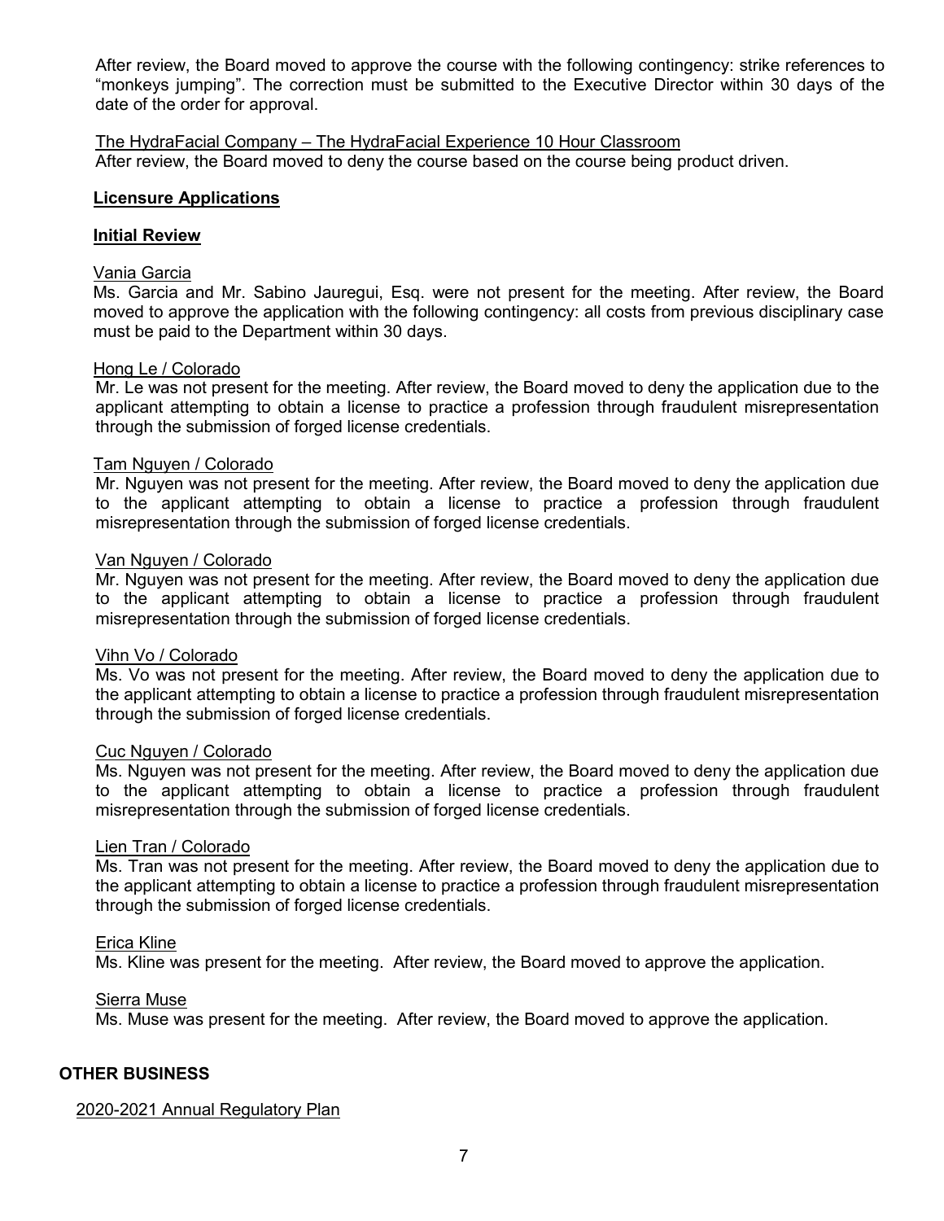After review, the Board moved to approve the course with the following contingency: strike references to "monkeys jumping". The correction must be submitted to the Executive Director within 30 days of the date of the order for approval.

The HydraFacial Company – The HydraFacial Experience 10 Hour Classroom
After review, the Board moved to deny the course based on the course being product driven.

**Licensure Applications**

**Initial Review**

Vania Garcia
Ms. Garcia and Mr. Sabino Jauregui, Esq. were not present for the meeting. After review, the Board moved to approve the application with the following contingency: all costs from previous disciplinary case must be paid to the Department within 30 days.

Hong Le / Colorado
Mr. Le was not present for the meeting. After review, the Board moved to deny the application due to the applicant attempting to obtain a license to practice a profession through fraudulent misrepresentation through the submission of forged license credentials.

Tam Nguyen / Colorado
Mr. Nguyen was not present for the meeting. After review, the Board moved to deny the application due to the applicant attempting to obtain a license to practice a profession through fraudulent misrepresentation through the submission of forged license credentials.

Van Nguyen / Colorado
Mr. Nguyen was not present for the meeting. After review, the Board moved to deny the application due to the applicant attempting to obtain a license to practice a profession through fraudulent misrepresentation through the submission of forged license credentials.

Vihn Vo / Colorado
Ms. Vo was not present for the meeting. After review, the Board moved to deny the application due to the applicant attempting to obtain a license to practice a profession through fraudulent misrepresentation through the submission of forged license credentials.

Cuc Nguyen / Colorado
Ms. Nguyen was not present for the meeting. After review, the Board moved to deny the application due to the applicant attempting to obtain a license to practice a profession through fraudulent misrepresentation through the submission of forged license credentials.

Lien Tran / Colorado
Ms. Tran was not present for the meeting. After review, the Board moved to deny the application due to the applicant attempting to obtain a license to practice a profession through fraudulent misrepresentation through the submission of forged license credentials.

Erica Kline
Ms. Kline was present for the meeting. After review, the Board moved to approve the application.

Sierra Muse
Ms. Muse was present for the meeting. After review, the Board moved to approve the application.

**OTHER BUSINESS**

2020-2021 Annual Regulatory Plan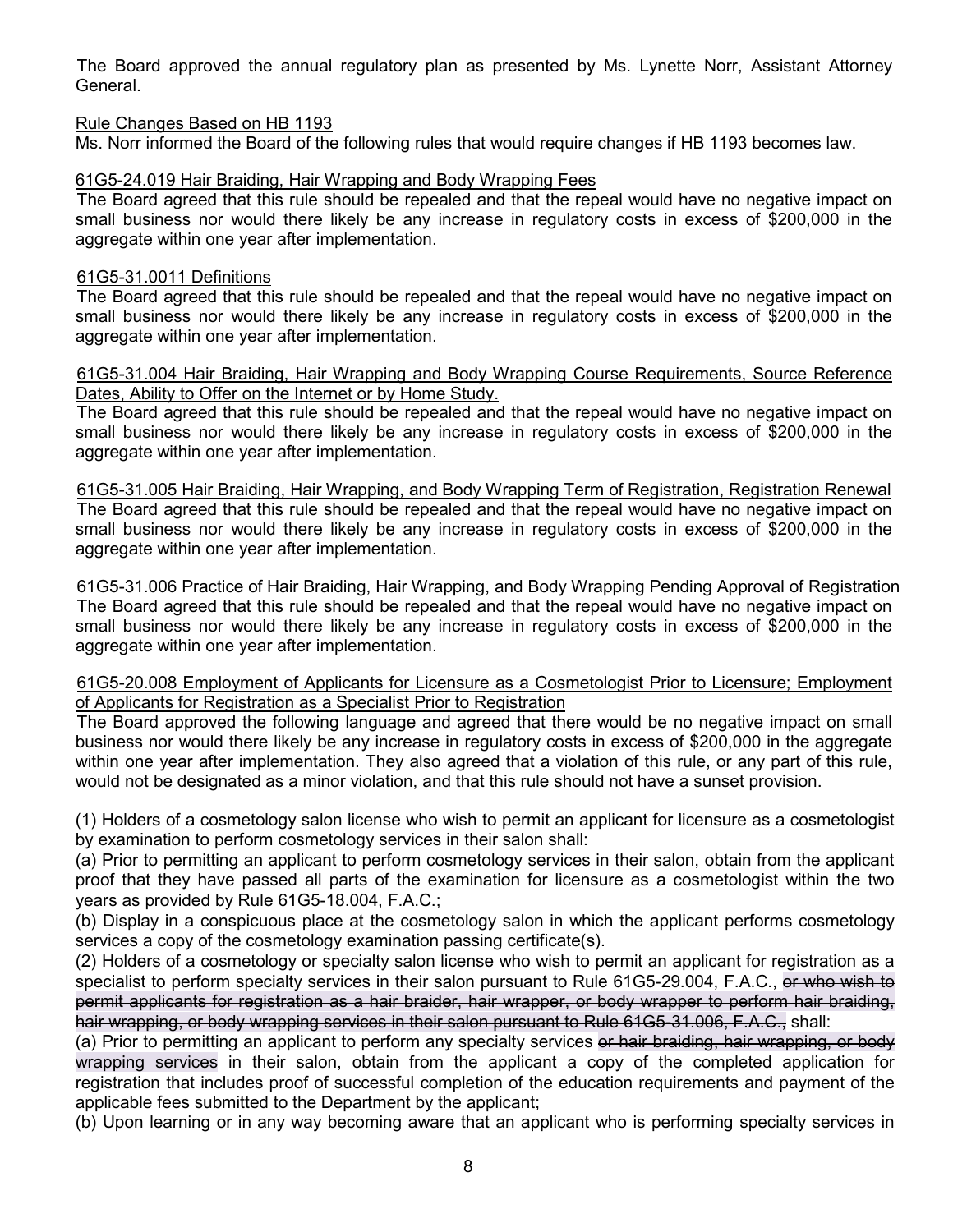The Board approved the annual regulatory plan as presented by Ms. Lynette Norr, Assistant Attorney General.

<u>Rule Changes Based on HB 1193</u>

Ms. Norr informed the Board of the following rules that would require changes if HB 1193 becomes law.

<u>61G5-24.019 Hair Braiding, Hair Wrapping and Body Wrapping Fees</u>

The Board agreed that this rule should be repealed and that the repeal would have no negative impact on small business nor would there likely be any increase in regulatory costs in excess of $200,000 in the aggregate within one year after implementation.

<u>61G5-31.0011 Definitions</u>

The Board agreed that this rule should be repealed and that the repeal would have no negative impact on small business nor would there likely be any increase in regulatory costs in excess of $200,000 in the aggregate within one year after implementation.

<u>61G5-31.004 Hair Braiding, Hair Wrapping and Body Wrapping Course Requirements, Source Reference Dates, Ability to Offer on the Internet or by Home Study.</u>

The Board agreed that this rule should be repealed and that the repeal would have no negative impact on small business nor would there likely be any increase in regulatory costs in excess of $200,000 in the aggregate within one year after implementation.

<u>61G5-31.005 Hair Braiding, Hair Wrapping, and Body Wrapping Term of Registration, Registration Renewal</u>

The Board agreed that this rule should be repealed and that the repeal would have no negative impact on small business nor would there likely be any increase in regulatory costs in excess of $200,000 in the aggregate within one year after implementation.

<u>61G5-31.006 Practice of Hair Braiding, Hair Wrapping, and Body Wrapping Pending Approval of Registration</u>

The Board agreed that this rule should be repealed and that the repeal would have no negative impact on small business nor would there likely be any increase in regulatory costs in excess of $200,000 in the aggregate within one year after implementation.

<u>61G5-20.008 Employment of Applicants for Licensure as a Cosmetologist Prior to Licensure; Employment of Applicants for Registration as a Specialist Prior to Registration</u>

The Board approved the following language and agreed that there would be no negative impact on small business nor would there likely be any increase in regulatory costs in excess of $200,000 in the aggregate within one year after implementation. They also agreed that a violation of this rule, or any part of this rule, would not be designated as a minor violation, and that this rule should not have a sunset provision.

(1) Holders of a cosmetology salon license who wish to permit an applicant for licensure as a cosmetologist by examination to perform cosmetology services in their salon shall:

(a) Prior to permitting an applicant to perform cosmetology services in their salon, obtain from the applicant proof that they have passed all parts of the examination for licensure as a cosmetologist within the two years as provided by Rule 61G5-18.004, F.A.C.;

(b) Display in a conspicuous place at the cosmetology salon in which the applicant performs cosmetology services a copy of the cosmetology examination passing certificate(s).

(2) Holders of a cosmetology or specialty salon license who wish to permit an applicant for registration as a specialist to perform specialty services in their salon pursuant to Rule 61G5-29.004, F.A.C., ~~or who wish to permit applicants for registration as a hair braider, hair wrapper, or body wrapper to perform hair braiding, hair wrapping, or body wrapping services in their salon pursuant to Rule 61G5-31.006, F.A.C.,~~ shall:

(a) Prior to permitting an applicant to perform any specialty services ~~or hair braiding, hair wrapping, or body wrapping services~~ in their salon, obtain from the applicant a copy of the completed application for registration that includes proof of successful completion of the education requirements and payment of the applicable fees submitted to the Department by the applicant;

(b) Upon learning or in any way becoming aware that an applicant who is performing specialty services in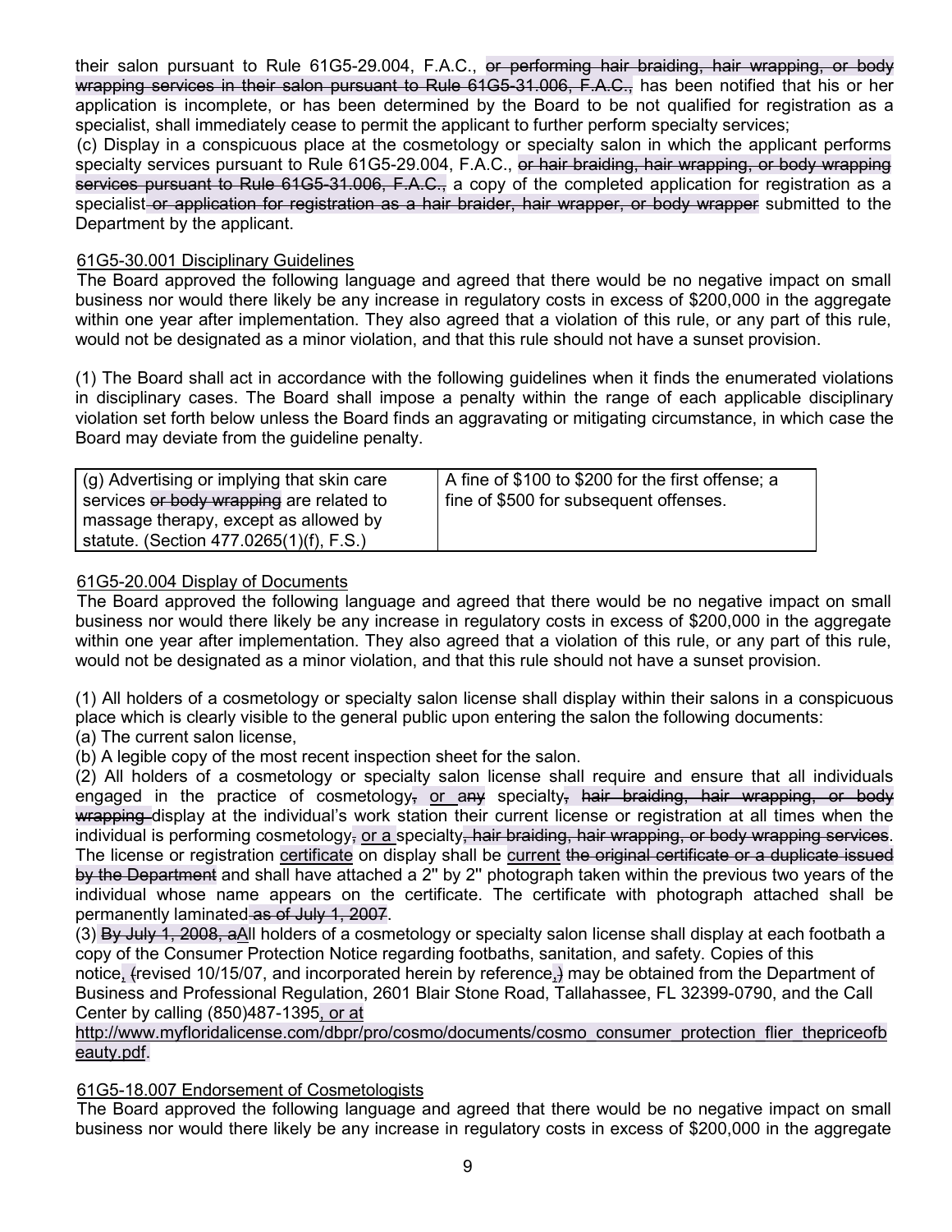their salon pursuant to Rule 61G5-29.004, F.A.C., ~~or performing hair braiding, hair wrapping, or body wrapping services in their salon pursuant to Rule 61G5-31.006, F.A.C.,~~ has been notified that his or her application is incomplete, or has been determined by the Board to be not qualified for registration as a specialist, shall immediately cease to permit the applicant to further perform specialty services;

(c) Display in a conspicuous place at the cosmetology or specialty salon in which the applicant performs specialty services pursuant to Rule 61G5-29.004, F.A.C., ~~or hair braiding, hair wrapping, or body wrapping services pursuant to Rule 61G5-31.006, F.A.C.,~~ a copy of the completed application for registration as a specialist ~~or application for registration as a hair braider, hair wrapper, or body wrapper~~ submitted to the Department by the applicant.

<u>61G5-30.001 Disciplinary Guidelines</u>

The Board approved the following language and agreed that there would be no negative impact on small business nor would there likely be any increase in regulatory costs in excess of $200,000 in the aggregate within one year after implementation. They also agreed that a violation of this rule, or any part of this rule, would not be designated as a minor violation, and that this rule should not have a sunset provision.

(1) The Board shall act in accordance with the following guidelines when it finds the enumerated violations in disciplinary cases. The Board shall impose a penalty within the range of each applicable disciplinary violation set forth below unless the Board finds an aggravating or mitigating circumstance, in which case the Board may deviate from the guideline penalty.

| | |
|---|---|
| (g) Advertising or implying that skin care services ~~or body wrapping~~ are related to massage therapy, except as allowed by statute. (Section 477.0265(1)(f), F.S.) | A fine of $100 to $200 for the first offense; a fine of $500 for subsequent offenses. |

<u>61G5-20.004 Display of Documents</u>

The Board approved the following language and agreed that there would be no negative impact on small business nor would there likely be any increase in regulatory costs in excess of $200,000 in the aggregate within one year after implementation. They also agreed that a violation of this rule, or any part of this rule, would not be designated as a minor violation, and that this rule should not have a sunset provision.

(1) All holders of a cosmetology or specialty salon license shall display within their salons in a conspicuous place which is clearly visible to the general public upon entering the salon the following documents:

(a) The current salon license,

(b) A legible copy of the most recent inspection sheet for the salon.

(2) All holders of a cosmetology or specialty salon license shall require and ensure that all individuals engaged in the practice of cosmetology~~,~~ <u>or</u> ~~any~~ specialty~~, hair braiding, hair wrapping, or body wrapping~~ display at the individual's work station their current license or registration at all times when the individual is performing cosmetology~~,~~ <u>or a</u> specialty~~, hair braiding, hair wrapping, or body wrapping services~~. The license or registration <u>certificate</u> on display shall be <u>current</u> ~~the original certificate or a duplicate issued by the Department~~ and shall have attached a 2'' by 2'' photograph taken within the previous two years of the individual whose name appears on the certificate. The certificate with photograph attached shall be permanently laminated ~~as of July 1, 2007~~.

(3) ~~By July 1, 2008, a~~<u>A</u>ll holders of a cosmetology or specialty salon license shall display at each footbath a copy of the Consumer Protection Notice regarding footbaths, sanitation, and safety. Copies of this notice<u>,</u> ~~(~~revised 10/15/07, and incorporated herein by reference<u>,</u>~~)~~ may be obtained from the Department of Business and Professional Regulation, 2601 Blair Stone Road, Tallahassee, FL 32399-0790, and the Call Center by calling (850)487-1395<u>, or at http://www.myfloridalicense.com/dbpr/pro/cosmo/documents/cosmo_consumer_protection_flier_thepriceofbeauty.pdf</u>.

<u>61G5-18.007 Endorsement of Cosmetologists</u>

The Board approved the following language and agreed that there would be no negative impact on small business nor would there likely be any increase in regulatory costs in excess of $200,000 in the aggregate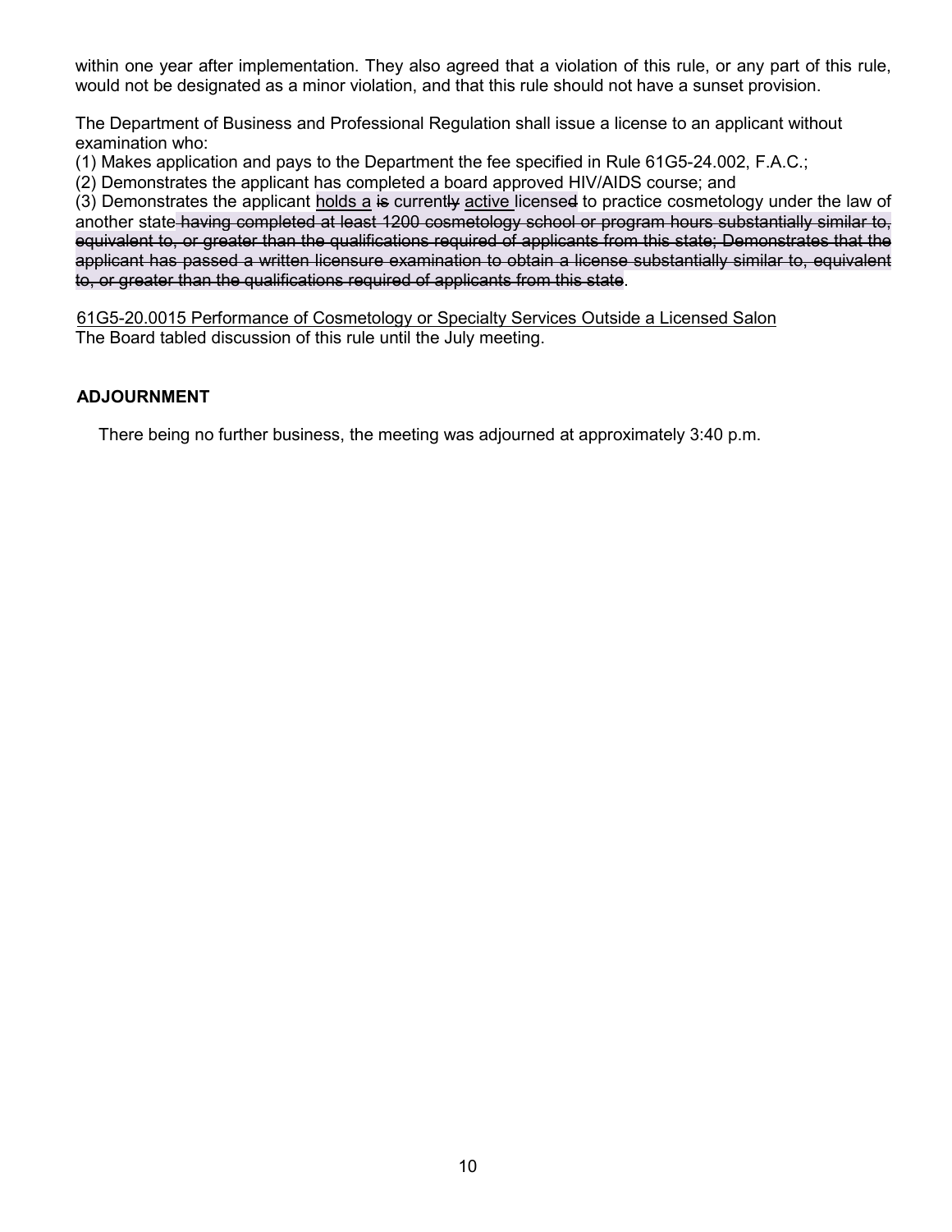within one year after implementation. They also agreed that a violation of this rule, or any part of this rule, would not be designated as a minor violation, and that this rule should not have a sunset provision.

The Department of Business and Professional Regulation shall issue a license to an applicant without examination who:

(1) Makes application and pays to the Department the fee specified in Rule 61G5-24.002, F.A.C.;

(2) Demonstrates the applicant has completed a board approved HIV/AIDS course; and

(3) Demonstrates the applicant <u>holds a</u> ~~is~~ current~~ly~~ <u>active</u> license~~d~~ to practice cosmetology under the law of another state~~ having completed at least 1200 cosmetology school or program hours substantially similar to, equivalent to, or greater than the qualifications required of applicants from this state; Demonstrates that the applicant has passed a written licensure examination to obtain a license substantially similar to, equivalent to, or greater than the qualifications required of applicants from this state~~.

<u>61G5-20.0015 Performance of Cosmetology or Specialty Services Outside a Licensed Salon</u>
The Board tabled discussion of this rule until the July meeting.

**ADJOURNMENT**

There being no further business, the meeting was adjourned at approximately 3:40 p.m.